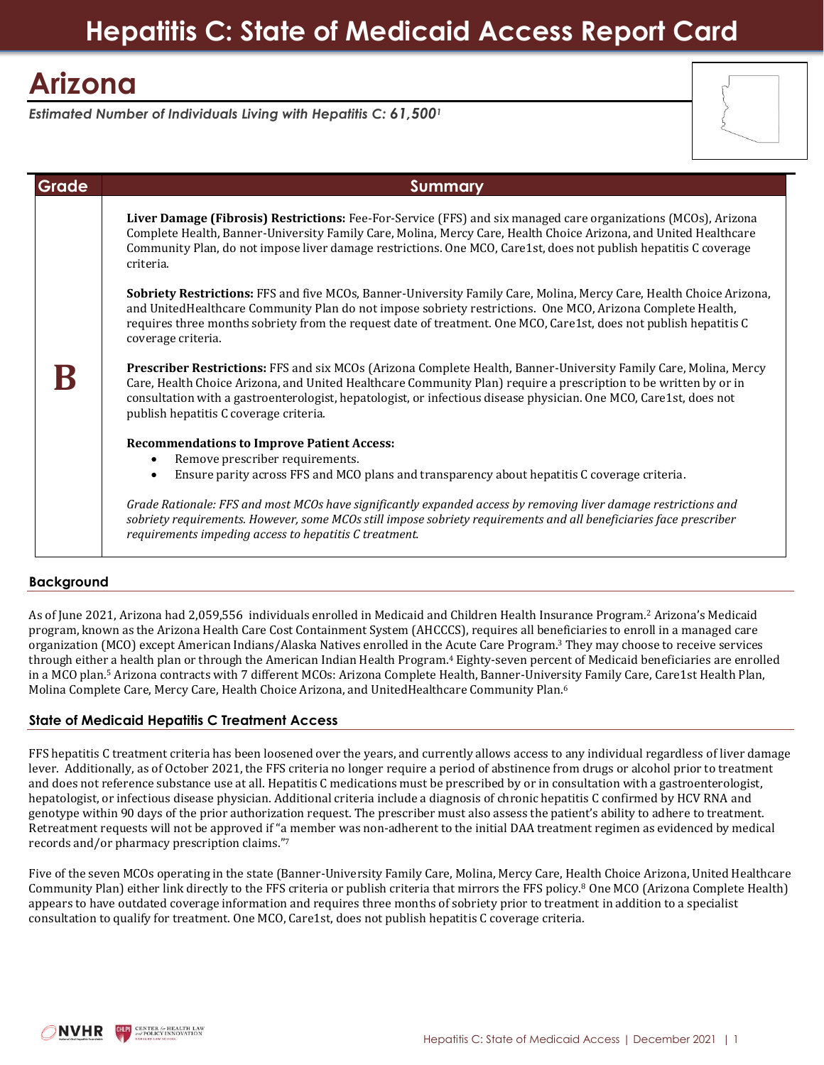# Hepatitis C: State of Medicaid Access Report Card

## Arizona

***Estimated Number of Individuals Living with Hepatitis C: 61,500**[1]*

| Grade | Summary |
|---|---|
| **B** | **Liver Damage (Fibrosis) Restrictions:** Fee-For-Service (FFS) and six managed care organizations (MCOs), Arizona Complete Health, Banner-University Family Care, Molina, Mercy Care, Health Choice Arizona, and United Healthcare Community Plan, do not impose liver damage restrictions. One MCO, Care1st, does not publish hepatitis C coverage criteria.<br><br>**Sobriety Restrictions:** FFS and five MCOs, Banner-University Family Care, Molina, Mercy Care, Health Choice Arizona, and UnitedHealthcare Community Plan do not impose sobriety restrictions. One MCO, Arizona Complete Health, requires three months sobriety from the request date of treatment. One MCO, Care1st, does not publish hepatitis C coverage criteria.<br><br>**Prescriber Restrictions:** FFS and six MCOs (Arizona Complete Health, Banner-University Family Care, Molina, Mercy Care, Health Choice Arizona, and United Healthcare Community Plan) require a prescription to be written by or in consultation with a gastroenterologist, hepatologist, or infectious disease physician. One MCO, Care1st, does not publish hepatitis C coverage criteria.<br><br>**Recommendations to Improve Patient Access:**<br>• Remove prescriber requirements.<br>• Ensure parity across FFS and MCO plans and transparency about hepatitis C coverage criteria.<br><br>*Grade Rationale: FFS and most MCOs have significantly expanded access by removing liver damage restrictions and sobriety requirements. However, some MCOs still impose sobriety requirements and all beneficiaries face prescriber requirements impeding access to hepatitis C treatment.* |

### Background

As of June 2021, Arizona had 2,059,556 individuals enrolled in Medicaid and Children Health Insurance Program.[2] Arizona's Medicaid program, known as the Arizona Health Care Cost Containment System (AHCCCS), requires all beneficiaries to enroll in a managed care organization (MCO) except American Indians/Alaska Natives enrolled in the Acute Care Program.[3] They may choose to receive services through either a health plan or through the American Indian Health Program.[4] Eighty-seven percent of Medicaid beneficiaries are enrolled in a MCO plan.[5] Arizona contracts with 7 different MCOs: Arizona Complete Health, Banner-University Family Care, Care1st Health Plan, Molina Complete Care, Mercy Care, Health Choice Arizona, and UnitedHealthcare Community Plan.[6]

### State of Medicaid Hepatitis C Treatment Access

FFS hepatitis C treatment criteria has been loosened over the years, and currently allows access to any individual regardless of liver damage lever. Additionally, as of October 2021, the FFS criteria no longer require a period of abstinence from drugs or alcohol prior to treatment and does not reference substance use at all. Hepatitis C medications must be prescribed by or in consultation with a gastroenterologist, hepatologist, or infectious disease physician. Additional criteria include a diagnosis of chronic hepatitis C confirmed by HCV RNA and genotype within 90 days of the prior authorization request. The prescriber must also assess the patient's ability to adhere to treatment. Retreatment requests will not be approved if "a member was non-adherent to the initial DAA treatment regimen as evidenced by medical records and/or pharmacy prescription claims."[7]

Five of the seven MCOs operating in the state (Banner-University Family Care, Molina, Mercy Care, Health Choice Arizona, United Healthcare Community Plan) either link directly to the FFS criteria or publish criteria that mirrors the FFS policy.[8] One MCO (Arizona Complete Health) appears to have outdated coverage information and requires three months of sobriety prior to treatment in addition to a specialist consultation to qualify for treatment. One MCO, Care1st, does not publish hepatitis C coverage criteria.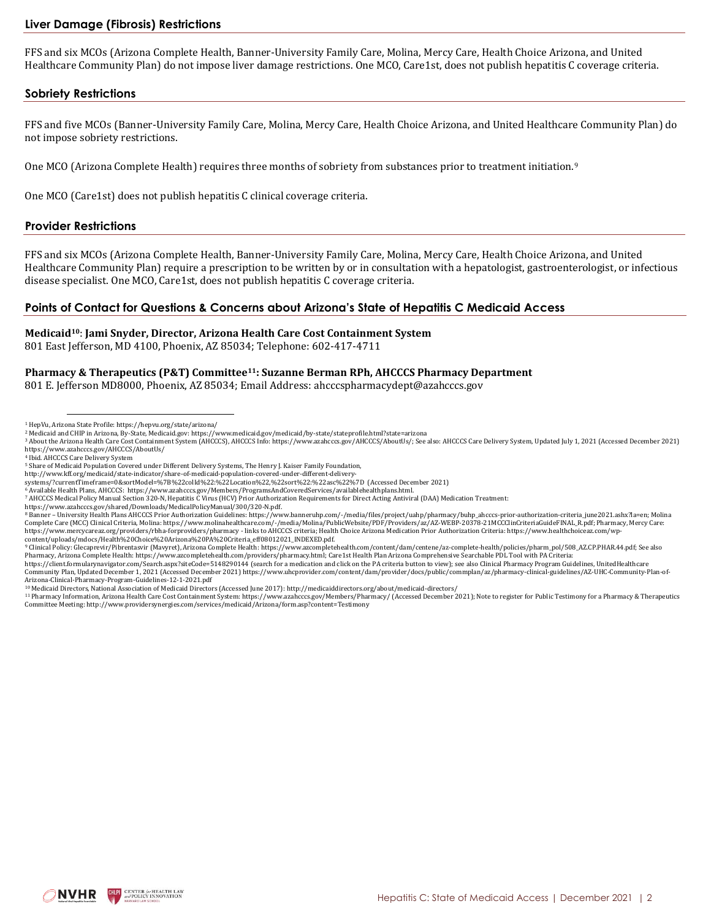## Liver Damage (Fibrosis) Restrictions

FFS and six MCOs (Arizona Complete Health, Banner-University Family Care, Molina, Mercy Care, Health Choice Arizona, and United Healthcare Community Plan) do not impose liver damage restrictions. One MCO, Care1st, does not publish hepatitis C coverage criteria.

## Sobriety Restrictions

FFS and five MCOs (Banner-University Family Care, Molina, Mercy Care, Health Choice Arizona, and United Healthcare Community Plan) do not impose sobriety restrictions.

One MCO (Arizona Complete Health) requires three months of sobriety from substances prior to treatment initiation.[9]

One MCO (Care1st) does not publish hepatitis C clinical coverage criteria.

## Provider Restrictions

FFS and six MCOs (Arizona Complete Health, Banner-University Family Care, Molina, Mercy Care, Health Choice Arizona, and United Healthcare Community Plan) require a prescription to be written by or in consultation with a hepatologist, gastroenterologist, or infectious disease specialist. One MCO, Care1st, does not publish hepatitis C coverage criteria.

## Points of Contact for Questions & Concerns about Arizona's State of Hepatitis C Medicaid Access

**Medicaid[10]: Jami Snyder, Director, Arizona Health Care Cost Containment System**
801 East Jefferson, MD 4100, Phoenix, AZ 85034; Telephone: 602-417-4711

**Pharmacy & Therapeutics (P&T) Committee[11]: Suzanne Berman RPh, AHCCCS Pharmacy Department**
801 E. Jefferson MD8000, Phoenix, AZ 85034; Email Address: ahcccspharmacydept@azahcccs.gov

---

[1] HepVu, Arizona State Profile: https://hepvu.org/state/arizona/
[2] Medicaid and CHIP in Arizona, By-State, Medicaid.gov: https://www.medicaid.gov/medicaid/by-state/stateprofile.html?state=arizona
[3] About the Arizona Health Care Cost Containment System (AHCCCS), AHCCCS Info: https://www.azahcccs.gov/AHCCCS/AboutUs/; See also: AHCCCS Care Delivery System, Updated July 1, 2021 (Accessed December 2021) https://www.azahcccs.gov/AHCCCS/AboutUs/
[4] Ibid. AHCCCS Care Delivery System
[5] Share of Medicaid Population Covered under Different Delivery Systems, The Henry J. Kaiser Family Foundation, http://www.kff.org/medicaid/state-indicator/share-of-medicaid-population-covered-under-different-delivery-systems/?currentTimeframe=0&sortModel=%7B%22colId%22:%22Location%22,%22sort%22:%22asc%22%7D (Accessed December 2021)
[6] Available Health Plans, AHCCCS: https://www.azahcccs.gov/Members/ProgramsAndCoveredServices/availablehealthplans.html.
[7] AHCCCS Medical Policy Manual Section 320-N, Hepatitis C Virus (HCV) Prior Authorization Requirements for Direct Acting Antiviral (DAA) Medication Treatment: https://www.azahcccs.gov/shared/Downloads/MedicalPolicyManual/300/320-N.pdf.
[8] Banner – University Health Plans AHCCCS Prior Authorization Guidelines: https://www.banneruhp.com/-/media/files/project/uahp/pharmacy/buhp_ahcccs-prior-authorization-criteria_june2021.ashx?la=en; Molina Complete Care (MCC) Clinical Criteria, Molina: https://www.molinahealthcare.com/-/media/Molina/PublicWebsite/PDF/Providers/az/AZ-WEBP-20378-21MCCClinCriteriaGuideFINAL_R.pdf; Pharmacy, Mercy Care: https://www.mercycareaz.org/providers/rbha-forproviders/pharmacy - links to AHCCCS criteria; Health Choice Arizona Medication Prior Authorization Criteria: https://www.healthchoiceaz.com/wp-content/uploads/mdocs/Health%20Choice%20Arizona%20PA%20Criteria_eff08012021_INDEXED.pdf.
[9] Clinical Policy: Glecaprevir/Pibrentasvir (Mavyret), Arizona Complete Health: https://www.azcompletehealth.com/content/dam/centene/az-complete-health/policies/pharm_pol/508_AZ.CP.PHAR.44.pdf; See also Pharmacy, Arizona Complete Health: https://www.azcompletehealth.com/providers/pharmacy.html; Care1st Health Plan Arizona Comprehensive Searchable PDL Tool with PA Criteria: https://client.formularynavigator.com/Search.aspx?siteCode=5148290144 (search for a medication and click on the PA criteria button to view); see also Clinical Pharmacy Program Guidelines, UnitedHealthcare Community Plan, Updated December 1, 2021 (Accessed December 2021) https://www.uhcprovider.com/content/dam/provider/docs/public/commplan/az/pharmacy-clinical-guidelines/AZ-UHC-Community-Plan-of-Arizona-Clinical-Pharmacy-Program-Guidelines-12-1-2021.pdf
[10] Medicaid Directors, National Association of Medicaid Directors (Accessed June 2017): http://medicaiddirectors.org/about/medicaid-directors/
[11] Pharmacy Information, Arizona Health Care Cost Containment System: https://www.azahcccs.gov/Members/Pharmacy/ (Accessed December 2021); Note to register for Public Testimony for a Pharmacy & Therapeutics Committee Meeting: http://www.providersynergies.com/services/medicaid/Arizona/form.asp?content=Testimony